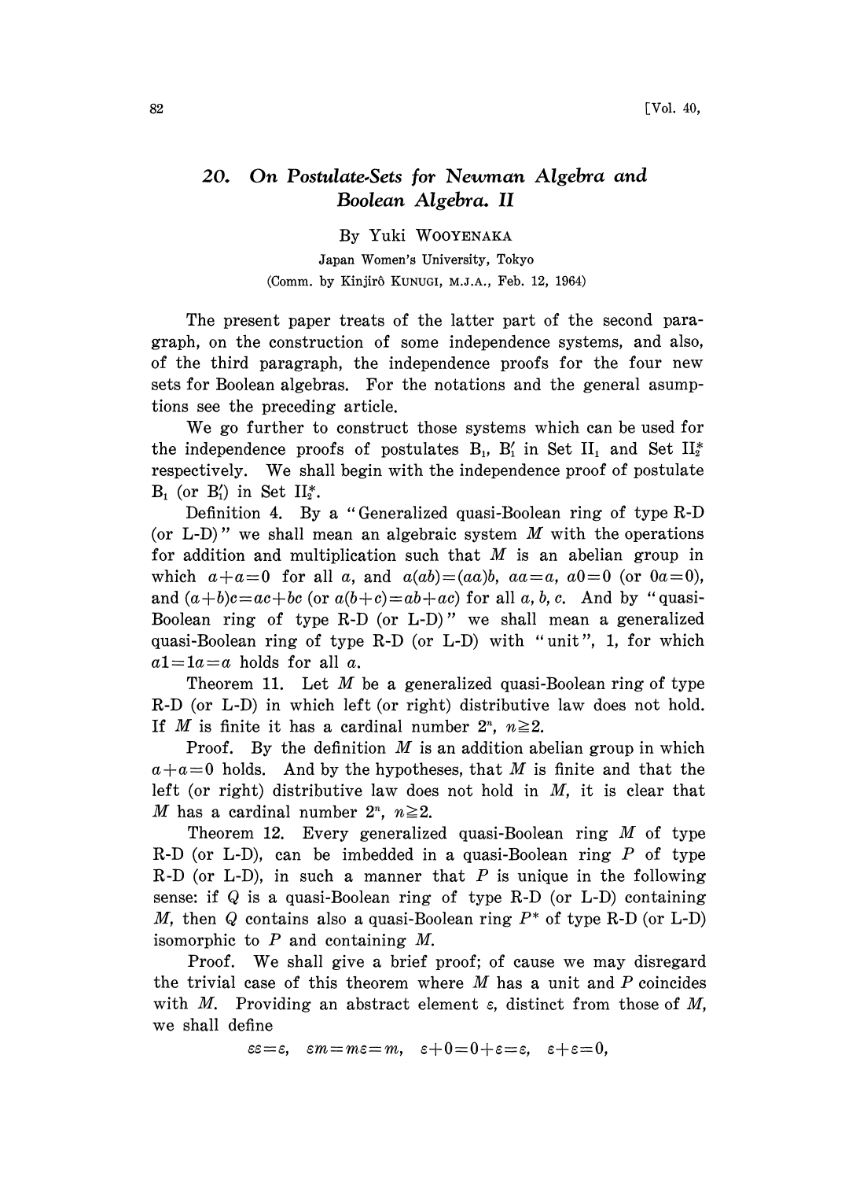# 20. On Postulate-Sets for Newman Algebra and Boolean Algebra. II

By Yuki WOOYENAKA

Japan Women's University, Tokyo

(Comm. by Kinjirô KUNUGI, M.J.A., Feb. 12, 1964)

The present paper treats of the latter part of the second paragraph, on the construction of some independence systems, and also, of the third paragraph, the independence proofs for the four new sets for Boolean algebras. For the notations and the general asumptions see the preceding article.

We go further to construct those systems which can be used for the independence proofs of postulates $B_1$, $B_1'$ in Set $II_1$ and Set $II_2^*$ respectively. We shall begin with the independence proof of postulate $B_1$ (or $B_1'$) in Set $II_2^*$.

Definition 4. By a "Generalized quasi-Boolean ring of type R-D (or L-D)" we shall mean an algebraic system $M$ with the operations for addition and multiplication such that $M$ is an abelian group in which $a+a=0$ for all $a$, and $a(ab)=(aa)b$, $aa=a$, $a0=0$ (or $0a=0$), and $(a+b)c=ac+bc$ (or $a(b+c)=ab+ac$) for all $a, b, c$. And by "quasi-Boolean ring of type R-D (or L-D)" we shall mean a generalized quasi-Boolean ring of type R-D (or L-D) with "unit", 1, for which $a1=1a=a$ holds for all $a$.

Theorem 11. Let $M$ be a generalized quasi-Boolean ring of type R-D (or L-D) in which left (or right) distributive law does not hold. If $M$ is finite it has a cardinal number $2^n$, $n\geqq 2$.

Proof. By the definition $M$ is an addition abelian group in which $a+a=0$ holds. And by the hypotheses, that $M$ is finite and that the left (or right) distributive law does not hold in $M$, it is clear that $M$ has a cardinal number $2^n$, $n\geqq 2$.

Theorem 12. Every generalized quasi-Boolean ring $M$ of type R-D (or L-D), can be imbedded in a quasi-Boolean ring $P$ of type R-D (or L-D), in such a manner that $P$ is unique in the following sense: if $Q$ is a quasi-Boolean ring of type R-D (or L-D) containing $M$, then $Q$ contains also a quasi-Boolean ring $P^*$ of type R-D (or L-D) isomorphic to $P$ and containing $M$.

Proof. We shall give a brief proof; of cause we may disregard the trivial case of this theorem where $M$ has a unit and $P$ coincides with $M$. Providing an abstract element $\varepsilon$, distinct from those of $M$, we shall define

$$\varepsilon\varepsilon=\varepsilon, \quad \varepsilon m=m\varepsilon=m, \quad \varepsilon+0=0+\varepsilon=\varepsilon, \quad \varepsilon+\varepsilon=0,$$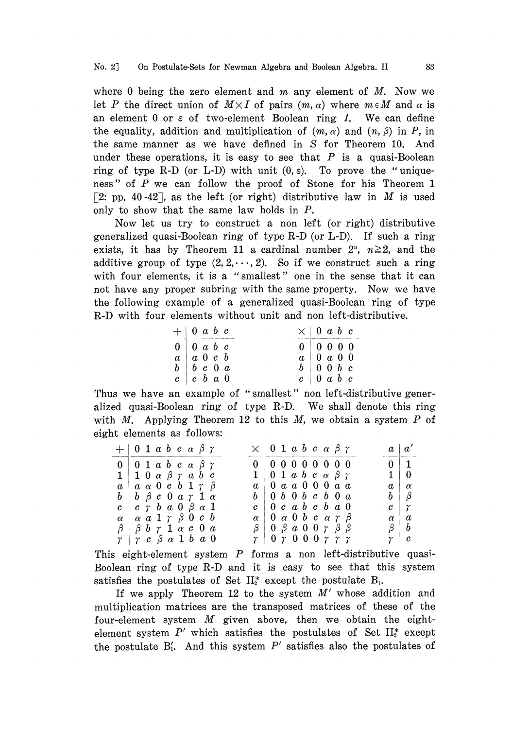where 0 being the zero element and $m$ any element of $M$. Now we let $P$ the direct union of $M \times I$ of pairs $(m, \alpha)$ where $m \in M$ and $\alpha$ is an element 0 or $\varepsilon$ of two-element Boolean ring $I$. We can define the equality, addition and multiplication of $(m, \alpha)$ and $(n, \beta)$ in $P$, in the same manner as we have defined in $S$ for Theorem 10. And under these operations, it is easy to see that $P$ is a quasi-Boolean ring of type R-D (or L-D) with unit $(0, \varepsilon)$. To prove the "uniqueness" of $P$ we can follow the proof of Stone for his Theorem 1 [2: pp. 40-42], as the left (or right) distributive law in $M$ is used only to show that the same law holds in $P$.

Now let us try to construct a non left (or right) distributive generalized quasi-Boolean ring of type R-D (or L-D). If such a ring exists, it has by Theorem 11 a cardinal number $2^n$, $n \geqq 2$, and the additive group of type $(2, 2, \cdots, 2)$. So if we construct such a ring with four elements, it is a "smallest" one in the sense that it can not have any proper subring with the same property. Now we have the following example of a generalized quasi-Boolean ring of type R-D with four elements without unit and non left-distributive.

| $+$ | $0$ | $a$ | $b$ | $c$ |
|---|---|---|---|---|
| $0$ | $0$ | $a$ | $b$ | $c$ |
| $a$ | $a$ | $0$ | $c$ | $b$ |
| $b$ | $b$ | $c$ | $0$ | $a$ |
| $c$ | $c$ | $b$ | $a$ | $0$ |

| $\times$ | $0$ | $a$ | $b$ | $c$ |
|---|---|---|---|---|
| $0$ | $0$ | $0$ | $0$ | $0$ |
| $a$ | $0$ | $a$ | $0$ | $0$ |
| $b$ | $0$ | $0$ | $b$ | $c$ |
| $c$ | $0$ | $a$ | $b$ | $c$ |

Thus we have an example of "smallest" non left-distributive generalized quasi-Boolean ring of type R-D. We shall denote this ring with $M$. Applying Theorem 12 to this $M$, we obtain a system $P$ of eight elements as follows:

| $+$ | $0$ | $1$ | $a$ | $b$ | $c$ | $\alpha$ | $\beta$ | $\gamma$ |
|---|---|---|---|---|---|---|---|---|
| $0$ | $0$ | $1$ | $a$ | $b$ | $c$ | $\alpha$ | $\beta$ | $\gamma$ |
| $1$ | $1$ | $0$ | $\alpha$ | $\beta$ | $\gamma$ | $a$ | $b$ | $c$ |
| $a$ | $a$ | $\alpha$ | $0$ | $c$ | $b$ | $1$ | $\gamma$ | $\beta$ |
| $b$ | $b$ | $\beta$ | $c$ | $0$ | $a$ | $\gamma$ | $1$ | $\alpha$ |
| $c$ | $c$ | $\gamma$ | $b$ | $a$ | $0$ | $\beta$ | $\alpha$ | $1$ |
| $\alpha$ | $\alpha$ | $a$ | $1$ | $\gamma$ | $\beta$ | $0$ | $c$ | $b$ |
| $\beta$ | $\beta$ | $b$ | $\gamma$ | $1$ | $\alpha$ | $c$ | $0$ | $a$ |
| $\gamma$ | $\gamma$ | $c$ | $\beta$ | $\alpha$ | $1$ | $b$ | $a$ | $0$ |

| $\times$ | $0$ | $1$ | $a$ | $b$ | $c$ | $\alpha$ | $\beta$ | $\gamma$ |
|---|---|---|---|---|---|---|---|---|
| $0$ | $0$ | $0$ | $0$ | $0$ | $0$ | $0$ | $0$ | $0$ |
| $1$ | $0$ | $1$ | $a$ | $b$ | $c$ | $\alpha$ | $\beta$ | $\gamma$ |
| $a$ | $0$ | $a$ | $a$ | $0$ | $0$ | $0$ | $a$ | $a$ |
| $b$ | $0$ | $b$ | $0$ | $b$ | $c$ | $b$ | $0$ | $a$ |
| $c$ | $0$ | $c$ | $a$ | $b$ | $c$ | $b$ | $a$ | $0$ |
| $\alpha$ | $0$ | $\alpha$ | $0$ | $b$ | $c$ | $\alpha$ | $\gamma$ | $\beta$ |
| $\beta$ | $0$ | $\beta$ | $a$ | $0$ | $0$ | $\gamma$ | $\beta$ | $\beta$ |
| $\gamma$ | $0$ | $\gamma$ | $0$ | $0$ | $0$ | $\gamma$ | $\gamma$ | $\gamma$ |

| $a$ | $a'$ |
|---|---|
| $0$ | $1$ |
| $1$ | $0$ |
| $a$ | $\alpha$ |
| $b$ | $\beta$ |
| $c$ | $\gamma$ |
| $\alpha$ | $a$ |
| $\beta$ | $b$ |
| $\gamma$ | $c$ |

This eight-element system $P$ forms a non left-distributive quasi-Boolean ring of type R-D and it is easy to see that this system satisfies the postulates of Set $\text{II}_2^*$ except the postulate $\text{B}_1$.

If we apply Theorem 12 to the system $M'$ whose addition and multiplication matrices are the transposed matrices of these of the four-element system $M$ given above, then we obtain the eight-element system $P'$ which satisfies the postulates of Set $\text{II}_2^*$ except the postulate $\text{B}_1'$. And this system $P'$ satisfies also the postulates of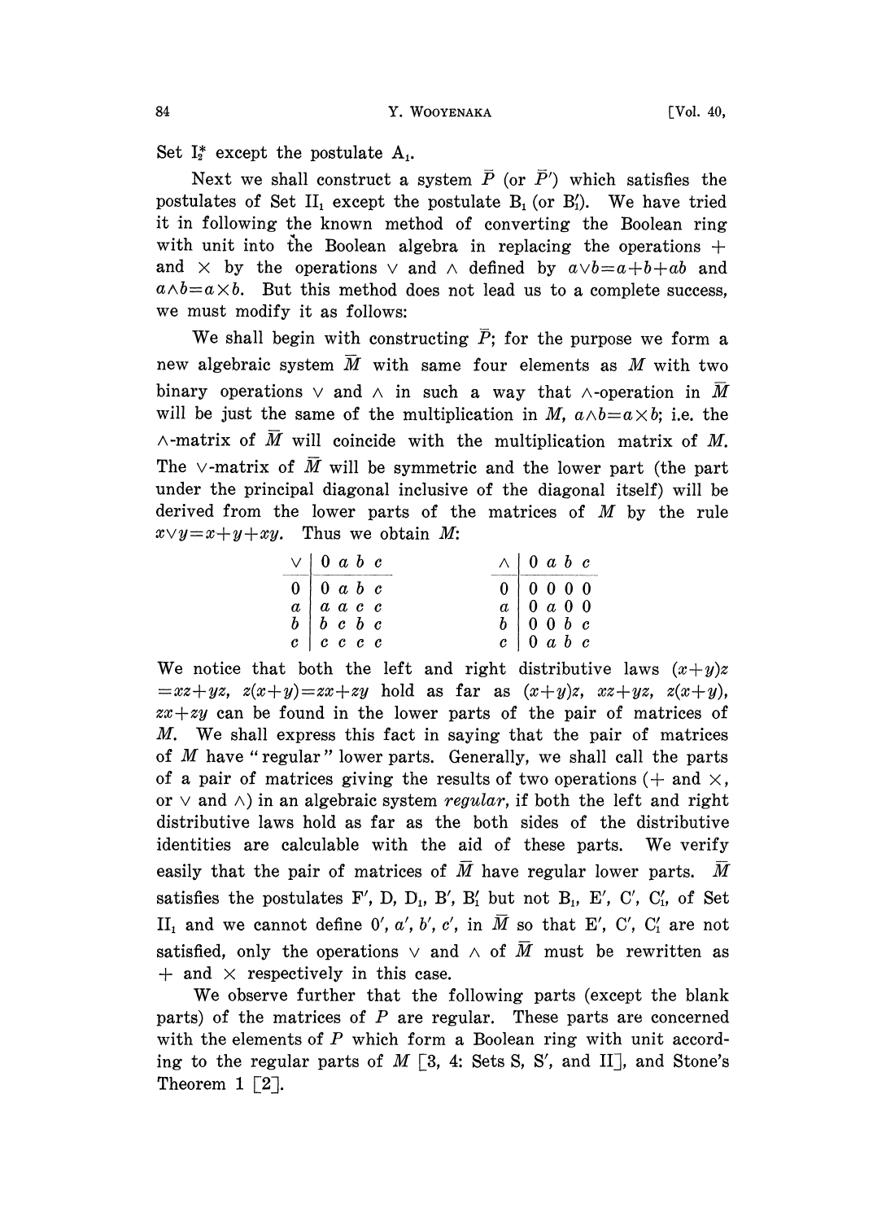Set $I_2^*$ except the postulate $A_1$.

Next we shall construct a system $\bar{P}$ (or $\bar{P}'$) which satisfies the postulates of Set $II_1$ except the postulate $B_1$ (or $B_1'$). We have tried it in following the known method of converting the Boolean ring with unit into the Boolean algebra in replacing the operations $+$ and $\times$ by the operations $\vee$ and $\wedge$ defined by $a \vee b = a + b + ab$ and $a \wedge b = a \times b$. But this method does not lead us to a complete success, we must modify it as follows:

We shall begin with constructing $\bar{P}$; for the purpose we form a new algebraic system $\bar{M}$ with same four elements as $M$ with two binary operations $\vee$ and $\wedge$ in such a way that $\wedge$-operation in $\bar{M}$ will be just the same of the multiplication in $M$, $a \wedge b = a \times b$; i.e. the $\wedge$-matrix of $\bar{M}$ will coincide with the multiplication matrix of $M$. The $\vee$-matrix of $\bar{M}$ will be symmetric and the lower part (the part under the principal diagonal inclusive of the diagonal itself) will be derived from the lower parts of the matrices of $M$ by the rule $x \vee y = x + y + xy$. Thus we obtain $\bar{M}$:

| $\vee$ | 0 | $a$ | $b$ | $c$ |
|---|---|---|---|---|
| 0 | 0 | $a$ | $b$ | $c$ |
| $a$ | $a$ | $a$ | $c$ | $c$ |
| $b$ | $b$ | $c$ | $b$ | $c$ |
| $c$ | $c$ | $c$ | $c$ | $c$ |

| $\wedge$ | 0 | $a$ | $b$ | $c$ |
|---|---|---|---|---|
| 0 | 0 | 0 | 0 | 0 |
| $a$ | 0 | $a$ | 0 | 0 |
| $b$ | 0 | 0 | $b$ | $c$ |
| $c$ | 0 | $a$ | $b$ | $c$ |

We notice that both the left and right distributive laws $(x+y)z = xz + yz$, $z(x+y) = zx + zy$ hold as far as $(x+y)z$, $xz+yz$, $z(x+y)$, $zx+zy$ can be found in the lower parts of the pair of matrices of $M$. We shall express this fact in saying that the pair of matrices of $M$ have "regular" lower parts. Generally, we shall call the parts of a pair of matrices giving the results of two operations ($+$ and $\times$, or $\vee$ and $\wedge$) in an algebraic system *regular*, if both the left and right distributive laws hold as far as the both sides of the distributive identities are calculable with the aid of these parts. We verify easily that the pair of matrices of $\bar{M}$ have regular lower parts. $\bar{M}$ satisfies the postulates $F'$, $D$, $D_1$, $B'$, $B_1'$ but not $B_1$, $E'$, $C'$, $C_1'$, of Set $II_1$ and we cannot define $0'$, $a'$, $b'$, $c'$, in $\bar{M}$ so that $E'$, $C'$, $C_1'$ are not satisfied, only the operations $\vee$ and $\wedge$ of $\bar{M}$ must be rewritten as $+$ and $\times$ respectively in this case.

We observe further that the following parts (except the blank parts) of the matrices of $P$ are regular. These parts are concerned with the elements of $P$ which form a Boolean ring with unit according to the regular parts of $M$ [3, 4: Sets S, S′, and II], and Stone's Theorem 1 [2].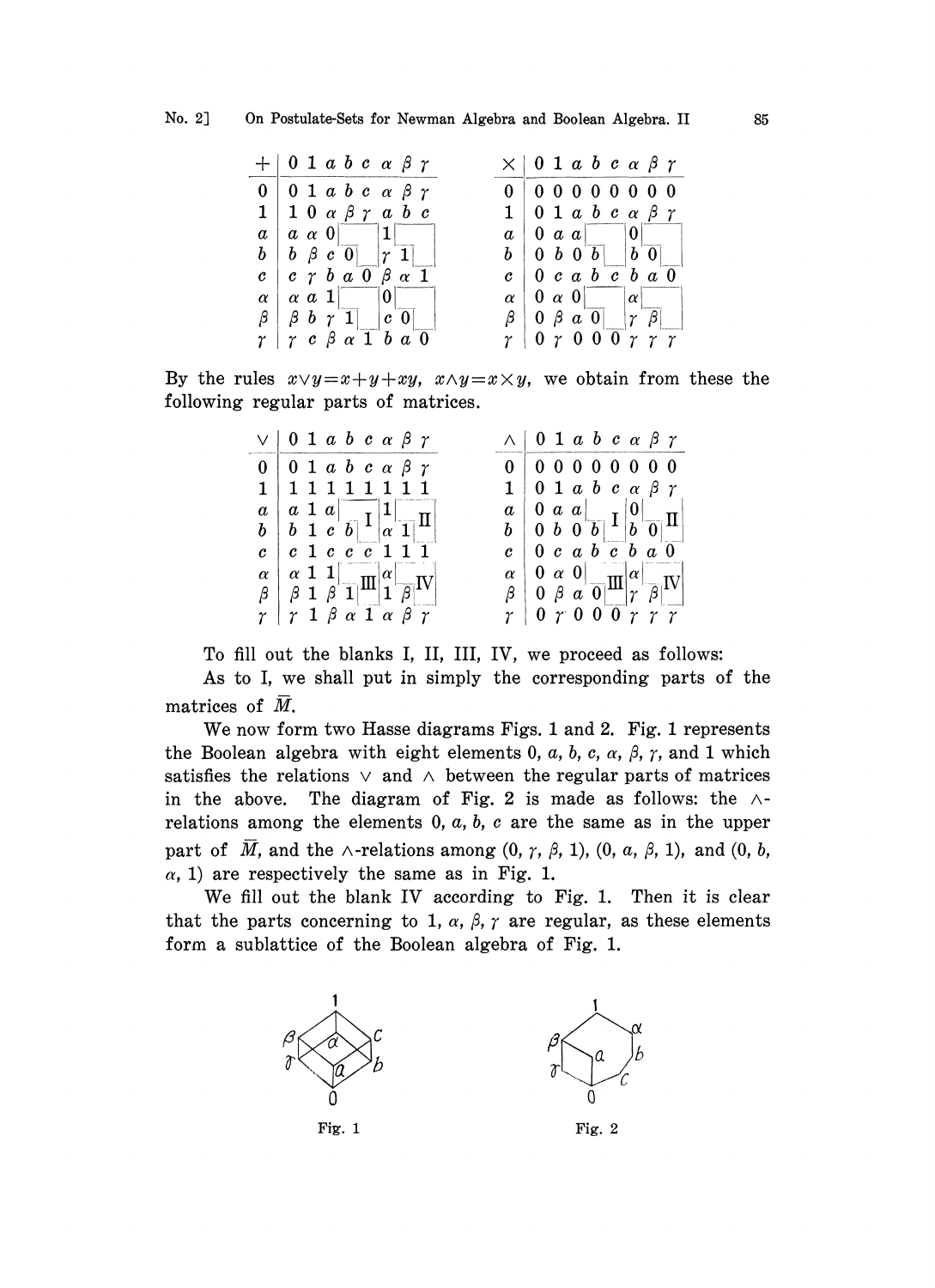| $+$ | $0$ | $1$ | $a$ | $b$ | $c$ | $\alpha$ | $\beta$ | $\gamma$ |
|---|---|---|---|---|---|---|---|---|
| $0$ | $0$ | $1$ | $a$ | $b$ | $c$ | $\alpha$ | $\beta$ | $\gamma$ |
| $1$ | $1$ | $0$ | $\alpha$ | $\beta$ | $\gamma$ | $a$ | $b$ | $c$ |
| $a$ | $a$ | $\alpha$ | $0$ | | | $1$ | | |
| $b$ | $b$ | $\beta$ | $c$ | $0$ | | $\gamma$ | $1$ | |
| $c$ | $c$ | $\gamma$ | $b$ | $a$ | $0$ | $\beta$ | $\alpha$ | $1$ |
| $\alpha$ | $\alpha$ | $a$ | $1$ | | | $0$ | | |
| $\beta$ | $\beta$ | $b$ | $\gamma$ | $1$ | | $c$ | $0$ | |
| $\gamma$ | $\gamma$ | $c$ | $\beta$ | $\alpha$ | $1$ | $b$ | $a$ | $0$ |

| $\times$ | $0$ | $1$ | $a$ | $b$ | $c$ | $\alpha$ | $\beta$ | $\gamma$ |
|---|---|---|---|---|---|---|---|---|
| $0$ | $0$ | $0$ | $0$ | $0$ | $0$ | $0$ | $0$ | $0$ |
| $1$ | $0$ | $1$ | $a$ | $b$ | $c$ | $\alpha$ | $\beta$ | $\gamma$ |
| $a$ | $0$ | $a$ | $a$ | | | $0$ | | |
| $b$ | $0$ | $b$ | $0$ | $b$ | | $b$ | $0$ | |
| $c$ | $0$ | $c$ | $a$ | $b$ | $c$ | $b$ | $a$ | $0$ |
| $\alpha$ | $0$ | $\alpha$ | $0$ | | | $\alpha$ | | |
| $\beta$ | $0$ | $\beta$ | $a$ | $0$ | | $\gamma$ | $\beta$ | |
| $\gamma$ | $0$ | $\gamma$ | $0$ | $0$ | $0$ | $\gamma$ | $\gamma$ | $\gamma$ |

By the rules $x \vee y = x + y + xy$, $x \wedge y = x \times y$, we obtain from these the following regular parts of matrices.

| $\vee$ | $0$ | $1$ | $a$ | $b$ | $c$ | $\alpha$ | $\beta$ | $\gamma$ |
|---|---|---|---|---|---|---|---|---|
| $0$ | $0$ | $1$ | $a$ | $b$ | $c$ | $\alpha$ | $\beta$ | $\gamma$ |
| $1$ | $1$ | $1$ | $1$ | $1$ | $1$ | $1$ | $1$ | $1$ |
| $a$ | $a$ | $1$ | $a$ | I | | $1$ | II | |
| $b$ | $b$ | $1$ | $c$ | $b$ | | $\alpha$ | $1$ | |
| $c$ | $c$ | $1$ | $c$ | $c$ | $c$ | $1$ | $1$ | $1$ |
| $\alpha$ | $\alpha$ | $1$ | $1$ | III | | $\alpha$ | IV | |
| $\beta$ | $\beta$ | $1$ | $\beta$ | $1$ | | $1$ | $\beta$ | |
| $\gamma$ | $\gamma$ | $1$ | $\beta$ | $\alpha$ | $1$ | $\alpha$ | $\beta$ | $\gamma$ |

| $\wedge$ | $0$ | $1$ | $a$ | $b$ | $c$ | $\alpha$ | $\beta$ | $\gamma$ |
|---|---|---|---|---|---|---|---|---|
| $0$ | $0$ | $0$ | $0$ | $0$ | $0$ | $0$ | $0$ | $0$ |
| $1$ | $0$ | $1$ | $a$ | $b$ | $c$ | $\alpha$ | $\beta$ | $\gamma$ |
| $a$ | $0$ | $a$ | $a$ | I | | $0$ | II | |
| $b$ | $0$ | $b$ | $0$ | $b$ | | $b$ | $0$ | |
| $c$ | $0$ | $c$ | $a$ | $b$ | $c$ | $b$ | $a$ | $0$ |
| $\alpha$ | $0$ | $\alpha$ | $0$ | III | | $\alpha$ | IV | |
| $\beta$ | $0$ | $\beta$ | $a$ | $0$ | | $\gamma$ | $\beta$ | |
| $\gamma$ | $0$ | $\gamma$ | $0$ | $0$ | $0$ | $\gamma$ | $\gamma$ | $\gamma$ |

To fill out the blanks I, II, III, IV, we proceed as follows:

As to I, we shall put in simply the corresponding parts of the matrices of $\bar{M}$.

We now form two Hasse diagrams Figs. 1 and 2. Fig. 1 represents the Boolean algebra with eight elements $0, a, b, c, \alpha, \beta, \gamma$, and $1$ which satisfies the relations $\vee$ and $\wedge$ between the regular parts of matrices in the above. The diagram of Fig. 2 is made as follows: the $\wedge$-relations among the elements $0, a, b, c$ are the same as in the upper part of $\bar{M}$, and the $\wedge$-relations among $(0, \gamma, \beta, 1)$, $(0, a, \beta, 1)$, and $(0, b, \alpha, 1)$ are respectively the same as in Fig. 1.

We fill out the blank IV according to Fig. 1. Then it is clear that the parts concerning to $1, \alpha, \beta, \gamma$ are regular, as these elements form a sublattice of the Boolean algebra of Fig. 1.

Fig. 1

Fig. 2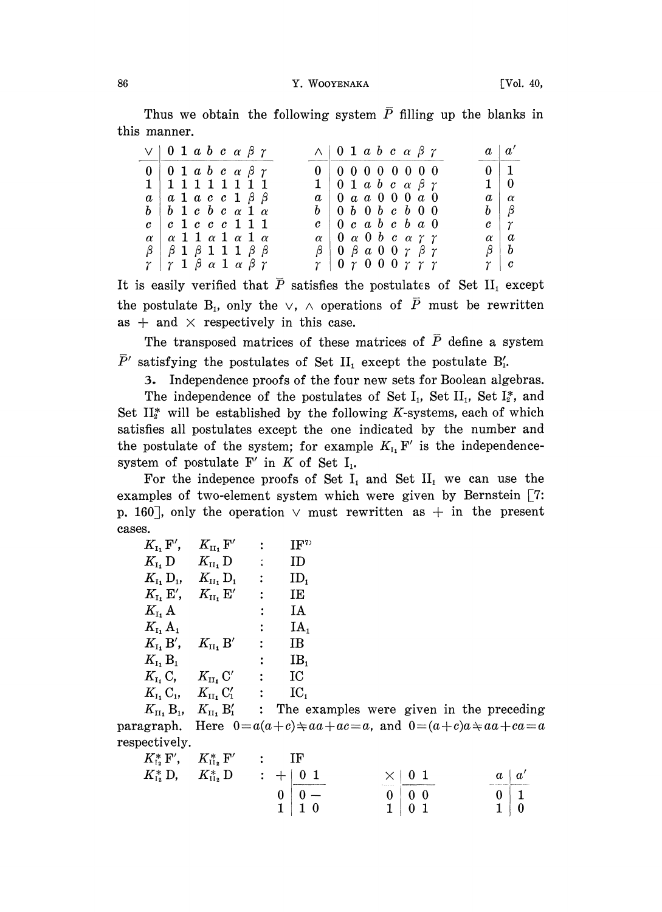Thus we obtain the following system $\bar{P}$ filling up the blanks in this manner.

| $\vee$ | 0 | 1 | $a$ | $b$ | $c$ | $\alpha$ | $\beta$ | $\gamma$ |
|---|---|---|---|---|---|---|---|---|
| 0 | 0 | 1 | $a$ | $b$ | $c$ | $\alpha$ | $\beta$ | $\gamma$ |
| 1 | 1 | 1 | 1 | 1 | 1 | 1 | 1 | 1 |
| $a$ | $a$ | 1 | $a$ | $c$ | $c$ | 1 | $\beta$ | $\beta$ |
| $b$ | $b$ | 1 | $c$ | $b$ | $c$ | $\alpha$ | 1 | $\alpha$ |
| $c$ | $c$ | 1 | $c$ | $c$ | $c$ | 1 | 1 | 1 |
| $\alpha$ | $\alpha$ | 1 | 1 | $\alpha$ | 1 | $\alpha$ | 1 | $\alpha$ |
| $\beta$ | $\beta$ | 1 | $\beta$ | 1 | 1 | 1 | $\beta$ | $\beta$ |
| $\gamma$ | $\gamma$ | 1 | $\beta$ | $\alpha$ | 1 | $\alpha$ | $\beta$ | $\gamma$ |

| $\wedge$ | 0 | 1 | $a$ | $b$ | $c$ | $\alpha$ | $\beta$ | $\gamma$ |
|---|---|---|---|---|---|---|---|---|
| 0 | 0 | 0 | 0 | 0 | 0 | 0 | 0 | 0 |
| 1 | 0 | 1 | $a$ | $b$ | $c$ | $\alpha$ | $\beta$ | $\gamma$ |
| $a$ | 0 | $a$ | $a$ | 0 | 0 | 0 | $a$ | 0 |
| $b$ | 0 | $b$ | 0 | $b$ | $c$ | $b$ | 0 | 0 |
| $c$ | 0 | $c$ | $a$ | $b$ | $c$ | $b$ | $a$ | 0 |
| $\alpha$ | 0 | $\alpha$ | 0 | $b$ | $c$ | $\alpha$ | $\gamma$ | $\gamma$ |
| $\beta$ | 0 | $\beta$ | $a$ | 0 | 0 | $\gamma$ | $\beta$ | $\gamma$ |
| $\gamma$ | 0 | $\gamma$ | 0 | 0 | 0 | $\gamma$ | $\gamma$ | $\gamma$ |

| $a$ | $a'$ |
|---|---|
| 0 | 1 |
| 1 | 0 |
| $a$ | $\alpha$ |
| $b$ | $\beta$ |
| $c$ | $\gamma$ |
| $\alpha$ | $a$ |
| $\beta$ | $b$ |
| $\gamma$ | $c$ |

It is easily verified that $\bar{P}$ satisfies the postulates of Set $\mathrm{II}_1$ except the postulate $\mathrm{B}_1$, only the $\vee$, $\wedge$ operations of $\bar{P}$ must be rewritten as $+$ and $\times$ respectively in this case.

The transposed matrices of these matrices of $\bar{P}$ define a system $\bar{P}'$ satisfying the postulates of Set $\mathrm{II}_1$ except the postulate $\mathrm{B}_1'$.

3. Independence proofs of the four new sets for Boolean algebras.

The independence of the postulates of Set $\mathrm{I}_1$, Set $\mathrm{II}_1$, Set $\mathrm{I}_2^*$, and Set $\mathrm{II}_2^*$ will be established by the following $K$-systems, each of which satisfies all postulates except the one indicated by the number and the postulate of the system; for example $K_{\mathrm{I}_1}\mathrm{F}'$ is the independence-system of postulate $\mathrm{F}'$ in $K$ of Set $\mathrm{I}_1$.

For the indepence proofs of Set $\mathrm{I}_1$ and Set $\mathrm{II}_1$ we can use the examples of two-element system which were given by Bernstein [7: p. 160], only the operation $\vee$ must rewritten as $+$ in the present cases.

$K_{\mathrm{I}_1}\mathrm{F}'$, $K_{\mathrm{II}_1}\mathrm{F}'$ : IF[7)]

$K_{\mathrm{I}_1}\mathrm{D}$ $K_{\mathrm{II}_1}\mathrm{D}$ : ID

$K_{\mathrm{I}_1}\mathrm{D}_1$, $K_{\mathrm{II}_1}\mathrm{D}_1$ : $\mathrm{ID}_1$

$K_{\mathrm{I}_1}\mathrm{E}'$, $K_{\mathrm{II}_1}\mathrm{E}'$ : IE

$K_{\mathrm{I}_1}\mathrm{A}$ : IA

$K_{\mathrm{I}_1}\mathrm{A}_1$ : $\mathrm{IA}_1$

$K_{\mathrm{I}_1}\mathrm{B}'$, $K_{\mathrm{II}_1}\mathrm{B}'$ : IB

$K_{\mathrm{I}_1}\mathrm{B}_1$ : $\mathrm{IB}_1$

$K_{\mathrm{I}_1}\mathrm{C}$, $K_{\mathrm{II}_1}\mathrm{C}'$ : IC

$K_{\mathrm{I}_1}\mathrm{C}_1$, $K_{\mathrm{II}_1}\mathrm{C}_1'$ : $\mathrm{IC}_1$

$K_{\mathrm{II}_1}\mathrm{B}_1$, $K_{\mathrm{II}_1}\mathrm{B}_1'$ : The examples were given in the preceding paragraph. Here $0=a(a+c)\neq aa+ac=a$, and $0=(a+c)a\neq aa+ca=a$ respectively.

$K_{\mathrm{I}_2}^*\mathrm{F}'$, $K_{\mathrm{II}_2}^*\mathrm{F}'$ : IF

$K_{\mathrm{I}_2}^*\mathrm{D}$, $K_{\mathrm{II}_2}^*\mathrm{D}$ :

| $+$ | 0 | 1 |
|---|---|---|
| 0 | 0 | – |
| 1 | 1 | 0 |

| $\times$ | 0 | 1 |
|---|---|---|
| 0 | 0 | 0 |
| 1 | 0 | 1 |

| $a$ | $a'$ |
|---|---|
| 0 | 1 |
| 1 | 0 |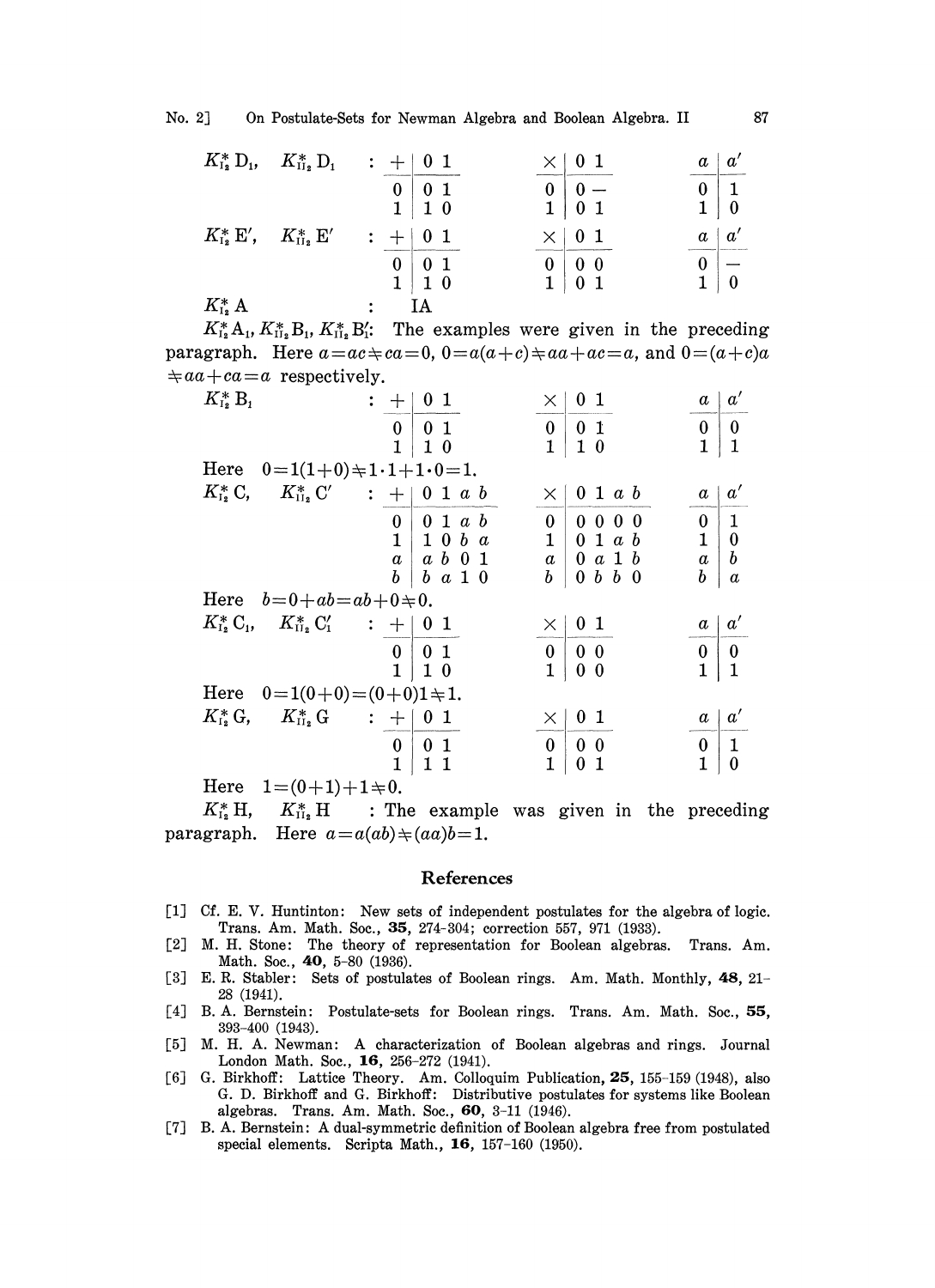$K^*_{I_2}D_1$, $K^*_{II_2}D_1$ :

| + | 0 | 1 |
|---|---|---|
| 0 | 0 | 1 |
| 1 | 1 | 0 |

| × | 0 | 1 |
|---|---|---|
| 0 | 0 | — |
| 1 | 0 | 1 |

| $a$ | $a'$ |
|---|---|
| 0 | 1 |
| 1 | 0 |

$K^*_{I_2}E'$, $K^*_{II_2}E'$ :

| + | 0 | 1 |
|---|---|---|
| 0 | 0 | 1 |
| 1 | 1 | 0 |

| × | 0 | 1 |
|---|---|---|
| 0 | 0 | 0 |
| 1 | 0 | 1 |

| $a$ | $a'$ |
|---|---|
| 0 | — |
| 1 | 0 |

$K^*_{I_2}A$ : IA

$K^*_{I_2}A_1$, $K^*_{II_2}B_1$, $K^*_{II_2}B'_1$: The examples were given in the preceding paragraph. Here $a=ac\neq ca=0$, $0=a(a+c)\neq aa+ac=a$, and $0=(a+c)a\neq aa+ca=a$ respectively.

$K^*_{I_2}B_1$ :

| + | 0 | 1 |
|---|---|---|
| 0 | 0 | 1 |
| 1 | 1 | 0 |

| × | 0 | 1 |
|---|---|---|
| 0 | 0 | 1 |
| 1 | 1 | 0 |

| $a$ | $a'$ |
|---|---|
| 0 | 0 |
| 1 | 1 |

Here $0=1(1+0)\neq 1\cdot 1+1\cdot 0=1$.

$K^*_{I_2}C$, $K^*_{II_2}C'$ :

| + | 0 | 1 | $a$ | $b$ |
|---|---|---|---|---|
| 0 | 0 | 1 | $a$ | $b$ |
| 1 | 1 | 0 | $b$ | $a$ |
| $a$ | $a$ | $b$ | 0 | 1 |
| $b$ | $b$ | $a$ | 1 | 0 |

| × | 0 | 1 | $a$ | $b$ |
|---|---|---|---|---|
| 0 | 0 | 0 | 0 | 0 |
| 1 | 0 | 1 | $a$ | $b$ |
| $a$ | 0 | $a$ | 1 | $b$ |
| $b$ | 0 | $b$ | $b$ | 0 |

| $a$ | $a'$ |
|---|---|
| 0 | 1 |
| 1 | 0 |
| $a$ | $b$ |
| $b$ | $a$ |

Here $b=0+ab=ab+0\neq 0$.

$K^*_{I_2}C_1$, $K^*_{II_2}C'_1$ :

| + | 0 | 1 |
|---|---|---|
| 0 | 0 | 1 |
| 1 | 1 | 0 |

| × | 0 | 1 |
|---|---|---|
| 0 | 0 | 0 |
| 1 | 0 | 0 |

| $a$ | $a'$ |
|---|---|
| 0 | 0 |
| 1 | 1 |

Here $0=1(0+0)=(0+0)1\neq 1$.

$K^*_{I_2}G$, $K^*_{II_2}G$ :

| + | 0 | 1 |
|---|---|---|
| 0 | 0 | 1 |
| 1 | 1 | 1 |

| × | 0 | 1 |
|---|---|---|
| 0 | 0 | 0 |
| 1 | 0 | 1 |

| $a$ | $a'$ |
|---|---|
| 0 | 1 |
| 1 | 0 |

Here $1=(0+1)+1\neq 0$.

$K^*_{I_2}H$, $K^*_{II_2}H$ : The example was given in the preceding paragraph. Here $a=a(ab)\neq(aa)b=1$.

## References

[1] Cf. E. V. Huntinton: New sets of independent postulates for the algebra of logic. Trans. Am. Math. Soc., **35**, 274-304; correction 557, 971 (1933).

[2] M. H. Stone: The theory of representation for Boolean algebras. Trans. Am. Math. Soc., **40**, 5-80 (1936).

[3] E. R. Stabler: Sets of postulates of Boolean rings. Am. Math. Monthly, **48**, 21-28 (1941).

[4] B. A. Bernstein: Postulate-sets for Boolean rings. Trans. Am. Math. Soc., **55**, 393-400 (1943).

[5] M. H. A. Newman: A characterization of Boolean algebras and rings. Journal London Math. Soc., **16**, 256-272 (1941).

[6] G. Birkhoff: Lattice Theory. Am. Colloquim Publication, **25**, 155-159 (1948), also G. D. Birkhoff and G. Birkhoff: Distributive postulates for systems like Boolean algebras. Trans. Am. Math. Soc., **60**, 3-11 (1946).

[7] B. A. Bernstein: A dual-symmetric definition of Boolean algebra free from postulated special elements. Scripta Math., **16**, 157-160 (1950).